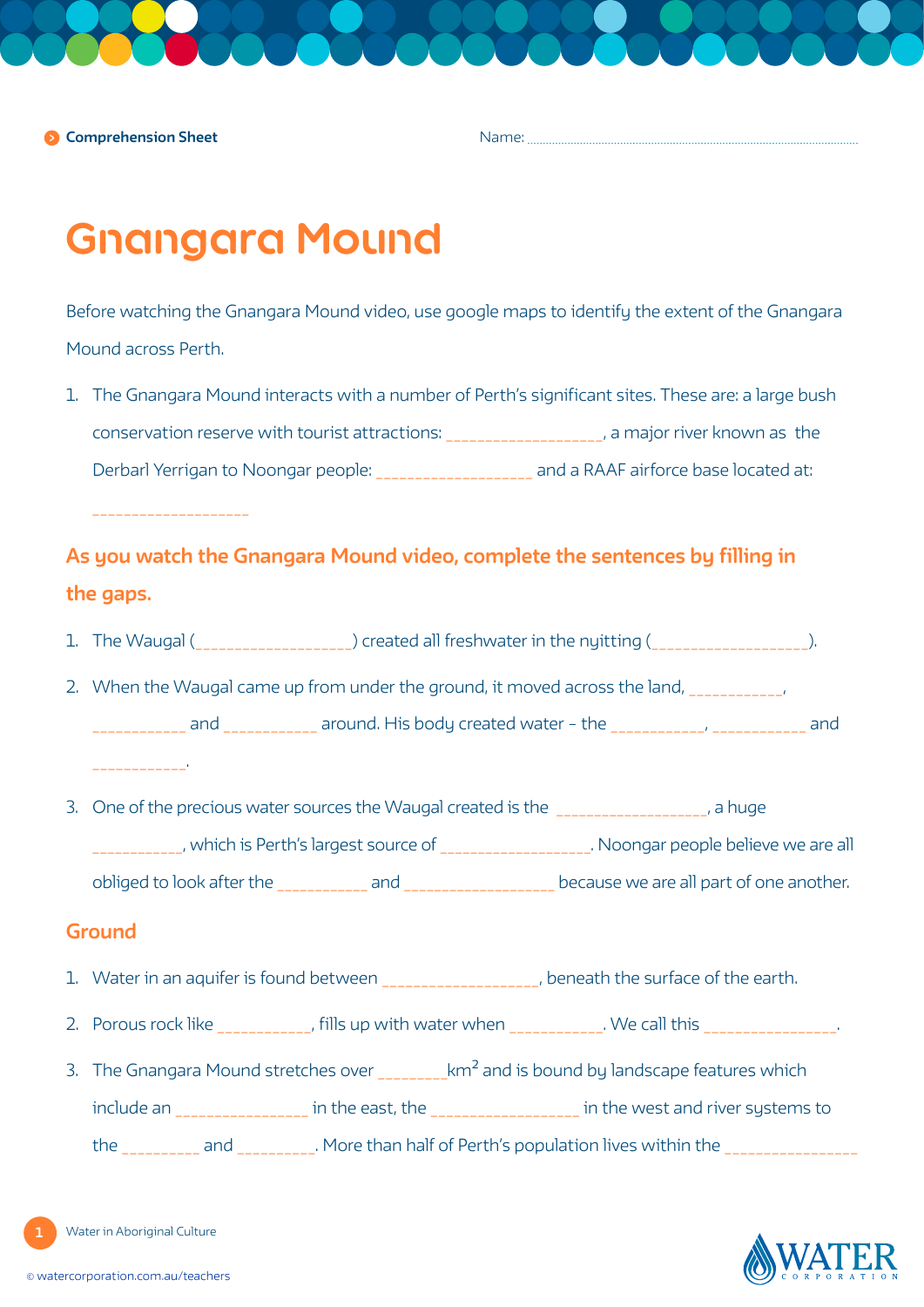Comprehension Sheet

Name: ..........................................................................................

# Gnangara Mound

Before watching the Gnangara Mound video, use google maps to identify the extent of the Gnangara Mound across Perth.

1. The Gnangara Mound interacts with a number of Perth's significant sites. These are: a large bush conservation reserve with tourist attractions: _________________, a major river known as the Derbarl Yerrigan to Noongar people: _________________ and a RAAF airforce base located at: _________________

## As you watch the Gnangara Mound video, complete the sentences by filling in the gaps.

1. The Waugal (_________________) created all freshwater in the nyitting (_________________).
2. When the Waugal came up from under the ground, it moved across the land, __________, __________ and __________ around. His body created water – the __________, __________ and __________.
3. One of the precious water sources the Waugal created is the ________________, a huge __________, which is Perth's largest source of ________________. Noongar people believe we are all obliged to look after the __________ and ________________ because we are all part of one another.

## Ground

1. Water in an aquifer is found between _________________, beneath the surface of the earth.
2. Porous rock like __________, fills up with water when __________. We call this _______________.
3. The Gnangara Mound stretches over ________km$^2$ and is bound by landscape features which include an _______________ in the east, the ________________ in the west and river systems to the _________ and _________. More than half of Perth's population lives within the _______________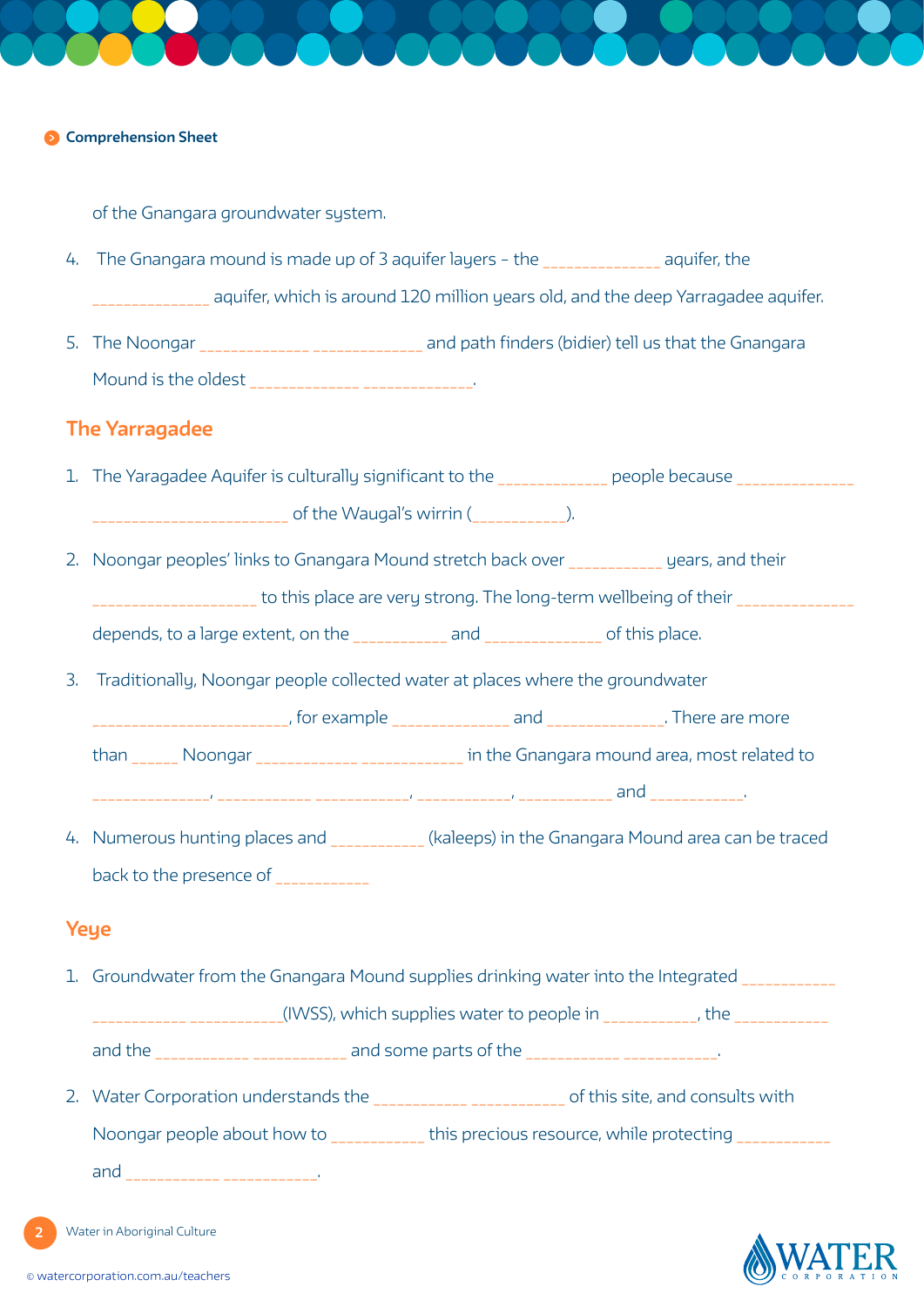of the Gnangara groundwater system.

4. The Gnangara mound is made up of 3 aquifer layers – the ______________ aquifer, the ______________ aquifer, which is around 120 million years old, and the deep Yarragadee aquifer.

5. The Noongar ______________ ______________ and path finders (bidier) tell us that the Gnangara Mound is the oldest ______________ ______________.

## The Yarragadee

1. The Yaragadee Aquifer is culturally significant to the ______________ people because ______________ ________________________ of the Waugal's wirrin (____________).

2. Noongar peoples' links to Gnangara Mound stretch back over ____________ years, and their ____________________ to this place are very strong. The long-term wellbeing of their ______________ depends, to a large extent, on the ____________ and ______________ of this place.

3. Traditionally, Noongar people collected water at places where the groundwater ________________________, for example ______________ and ______________. There are more than ______ Noongar ____________ ____________ in the Gnangara mound area, most related to ______________, ____________ ____________, ____________, ____________ and ____________.

4. Numerous hunting places and ____________ (kaleeps) in the Gnangara Mound area can be traced back to the presence of ____________

## Yeye

1. Groundwater from the Gnangara Mound supplies drinking water into the Integrated ____________ ____________ ____________(IWSS), which supplies water to people in ____________, the ____________ and the ____________ ____________ and some parts of the ____________ ____________.

2. Water Corporation understands the ____________ ____________ of this site, and consults with Noongar people about how to ____________ this precious resource, while protecting ____________ and ____________ ____________.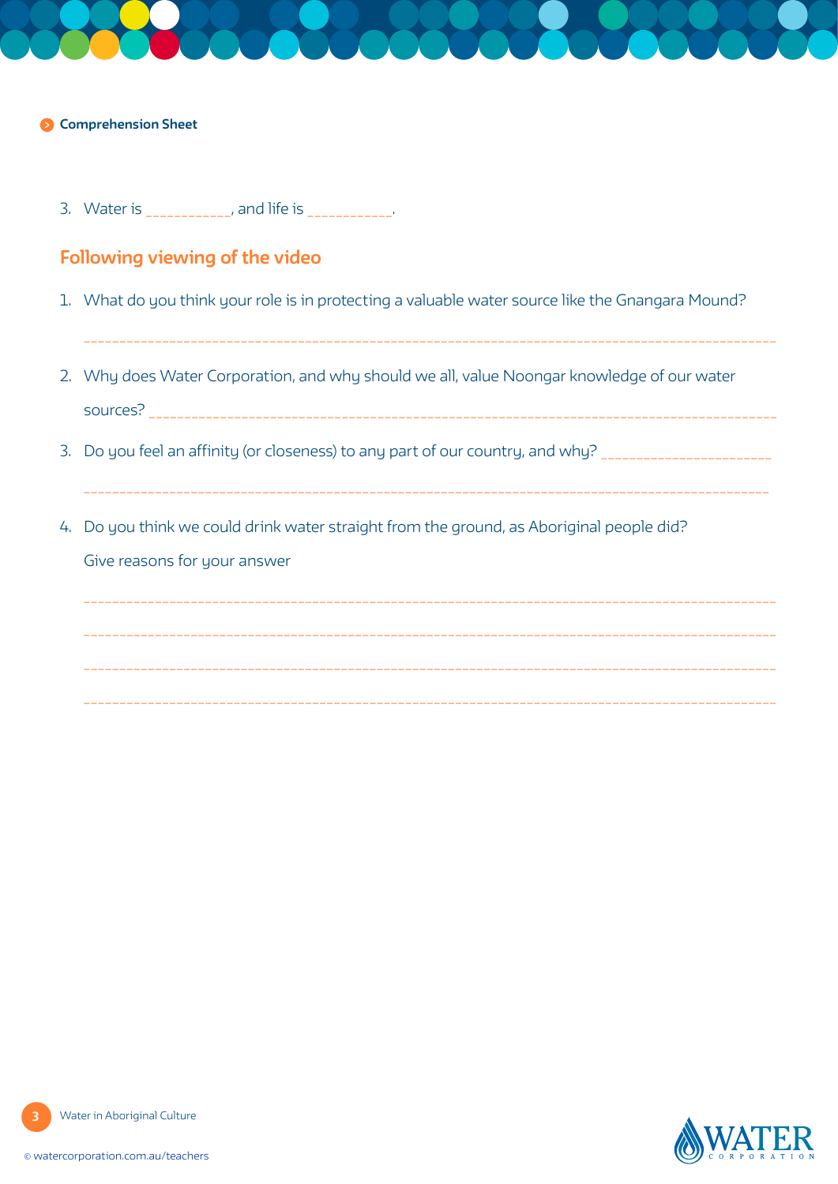Comprehension Sheet

3. Water is ___________, and life is ___________.

## Following viewing of the video

1. What do you think your role is in protecting a valuable water source like the Gnangara Mound?

   ______________________________________________________________________________________

2. Why does Water Corporation, and why should we all, value Noongar knowledge of our water sources? ______________________________________________________________________________________

3. Do you feel an affinity (or closeness) to any part of our country, and why? ______________________

   ______________________________________________________________________________________

4. Do you think we could drink water straight from the ground, as Aboriginal people did? Give reasons for your answer

   ______________________________________________________________________________________

   ______________________________________________________________________________________

   ______________________________________________________________________________________

   ______________________________________________________________________________________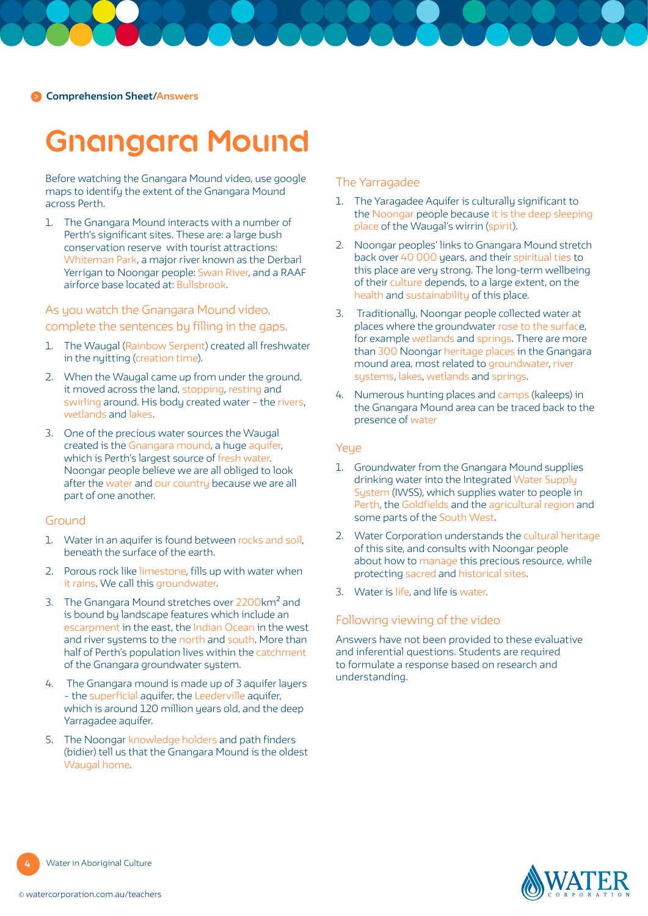**Comprehension Sheet/Answers**

# Gnangara Mound

Before watching the Gnangara Mound video, use google maps to identify the extent of the Gnangara Mound across Perth.

1. The Gnangara Mound interacts with a number of Perth's significant sites. These are: a large bush conservation reserve with tourist attractions: Whiteman Park, a major river known as the Derbarl Yerrigan to Noongar people: Swan River, and a RAAF airforce base located at: Bullsbrook.

## As you watch the Gnangara Mound video, complete the sentences by filling in the gaps.

1. The Waugal (Rainbow Serpent) created all freshwater in the nyitting (creation time).
2. When the Waugal came up from under the ground, it moved across the land, stopping, resting and swirling around. His body created water – the rivers, wetlands and lakes.
3. One of the precious water sources the Waugal created is the Gnangara mound, a huge aquifer, which is Perth's largest source of fresh water. Noongar people believe we are all obliged to look after the water and our country because we are all part of one another.

### Ground

1. Water in an aquifer is found between rocks and soil, beneath the surface of the earth.
2. Porous rock like limestone, fills up with water when it rains. We call this groundwater.
3. The Gnangara Mound stretches over 2200km$^2$ and is bound by landscape features which include an escarpment in the east, the Indian Ocean in the west and river systems to the north and south. More than half of Perth's population lives within the catchment of the Gnangara groundwater system.
4. The Gnangara mound is made up of 3 aquifer layers – the superficial aquifer, the Leederville aquifer, which is around 120 million years old, and the deep Yarragadee aquifer.
5. The Noongar knowledge holders and path finders (bidier) tell us that the Gnangara Mound is the oldest Waugal home.

### The Yarragadee

1. The Yaragadee Aquifer is culturally significant to the Noongar people because it is the deep sleeping place of the Waugal's wirrin (spirit).
2. Noongar peoples' links to Gnangara Mound stretch back over 40 000 years, and their spiritual ties to this place are very strong. The long-term wellbeing of their culture depends, to a large extent, on the health and sustainability of this place.
3. Traditionally, Noongar people collected water at places where the groundwater rose to the surface, for example wetlands and springs. There are more than 300 Noongar heritage places in the Gnangara mound area, most related to groundwater, river systems, lakes, wetlands and springs.
4. Numerous hunting places and camps (kaleeps) in the Gnangara Mound area can be traced back to the presence of water

### Yeye

1. Groundwater from the Gnangara Mound supplies drinking water into the Integrated Water Supply System (IWSS), which supplies water to people in Perth, the Goldfields and the agricultural region and some parts of the South West.
2. Water Corporation understands the cultural heritage of this site, and consults with Noongar people about how to manage this precious resource, while protecting sacred and historical sites.
3. Water is life, and life is water.

### Following viewing of the video

Answers have not been provided to these evaluative and inferential questions. Students are required to formulate a response based on research and understanding.